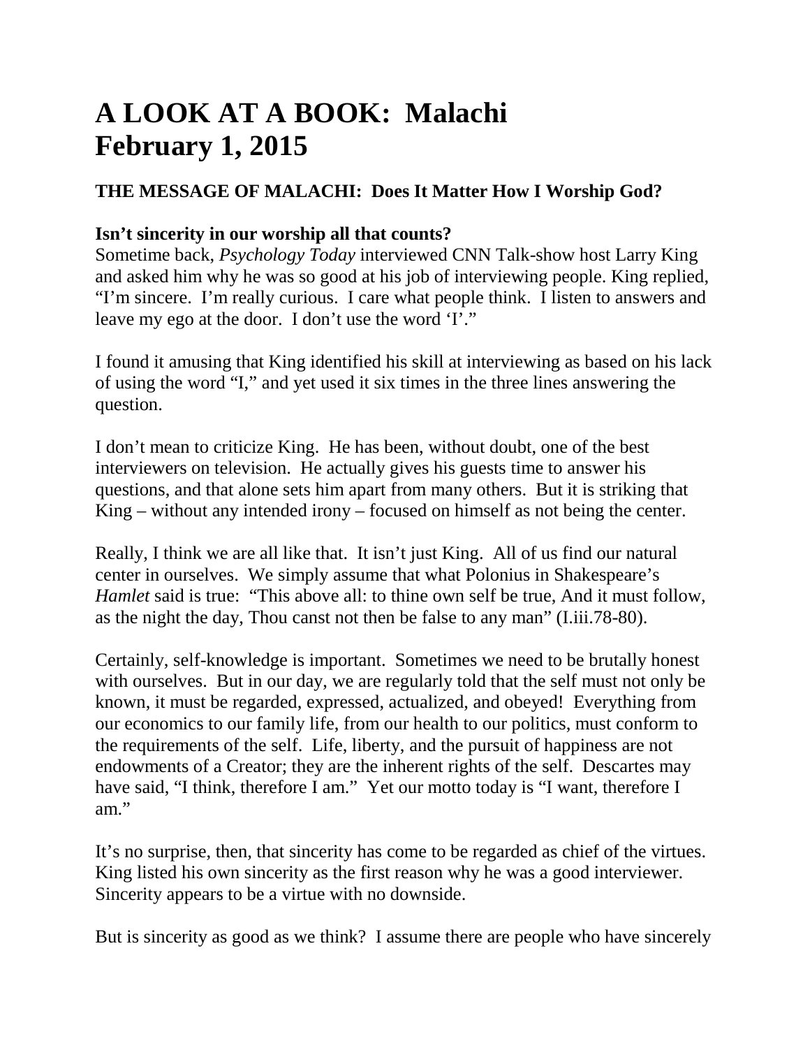# A LOOK AT A BOOK: Malachi
# February 1, 2015

### THE MESSAGE OF MALACHI: Does It Matter How I Worship God?

**Isn't sincerity in our worship all that counts?**

Sometime back, *Psychology Today* interviewed CNN Talk-show host Larry King and asked him why he was so good at his job of interviewing people. King replied, "I'm sincere. I'm really curious. I care what people think. I listen to answers and leave my ego at the door. I don't use the word 'I'."

I found it amusing that King identified his skill at interviewing as based on his lack of using the word "I," and yet used it six times in the three lines answering the question.

I don't mean to criticize King. He has been, without doubt, one of the best interviewers on television. He actually gives his guests time to answer his questions, and that alone sets him apart from many others. But it is striking that King – without any intended irony – focused on himself as not being the center.

Really, I think we are all like that. It isn't just King. All of us find our natural center in ourselves. We simply assume that what Polonius in Shakespeare's *Hamlet* said is true: "This above all: to thine own self be true, And it must follow, as the night the day, Thou canst not then be false to any man" (I.iii.78-80).

Certainly, self-knowledge is important. Sometimes we need to be brutally honest with ourselves. But in our day, we are regularly told that the self must not only be known, it must be regarded, expressed, actualized, and obeyed! Everything from our economics to our family life, from our health to our politics, must conform to the requirements of the self. Life, liberty, and the pursuit of happiness are not endowments of a Creator; they are the inherent rights of the self. Descartes may have said, "I think, therefore I am." Yet our motto today is "I want, therefore I am."

It's no surprise, then, that sincerity has come to be regarded as chief of the virtues. King listed his own sincerity as the first reason why he was a good interviewer. Sincerity appears to be a virtue with no downside.

But is sincerity as good as we think? I assume there are people who have sincerely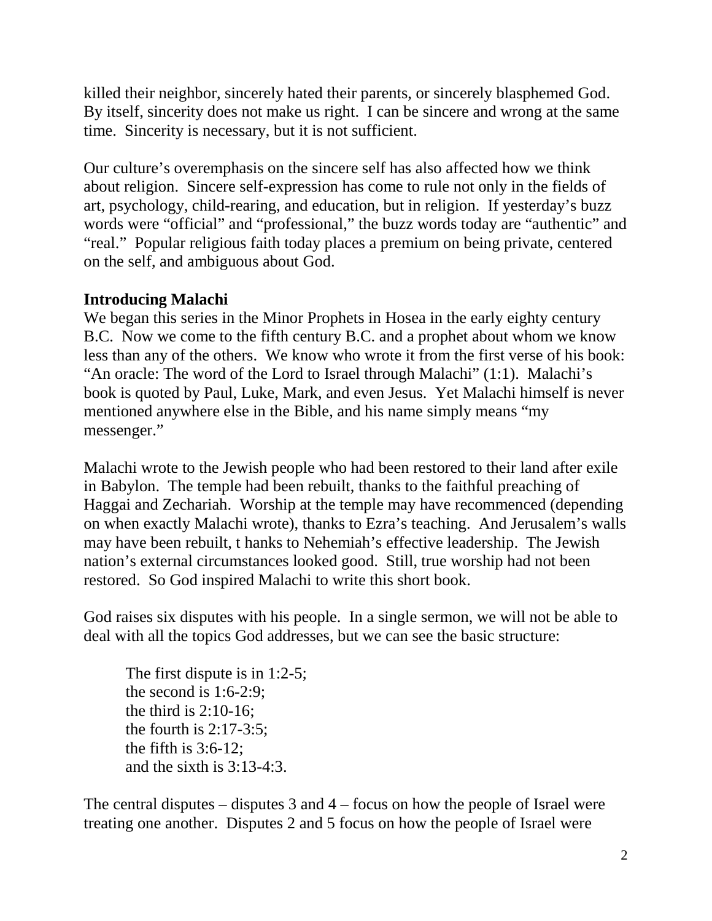killed their neighbor, sincerely hated their parents, or sincerely blasphemed God. By itself, sincerity does not make us right. I can be sincere and wrong at the same time. Sincerity is necessary, but it is not sufficient.

Our culture's overemphasis on the sincere self has also affected how we think about religion. Sincere self-expression has come to rule not only in the fields of art, psychology, child-rearing, and education, but in religion. If yesterday's buzz words were "official" and "professional," the buzz words today are "authentic" and "real." Popular religious faith today places a premium on being private, centered on the self, and ambiguous about God.

**Introducing Malachi**

We began this series in the Minor Prophets in Hosea in the early eighty century B.C. Now we come to the fifth century B.C. and a prophet about whom we know less than any of the others. We know who wrote it from the first verse of his book: "An oracle: The word of the Lord to Israel through Malachi" (1:1). Malachi's book is quoted by Paul, Luke, Mark, and even Jesus. Yet Malachi himself is never mentioned anywhere else in the Bible, and his name simply means "my messenger."

Malachi wrote to the Jewish people who had been restored to their land after exile in Babylon. The temple had been rebuilt, thanks to the faithful preaching of Haggai and Zechariah. Worship at the temple may have recommenced (depending on when exactly Malachi wrote), thanks to Ezra's teaching. And Jerusalem's walls may have been rebuilt, t hanks to Nehemiah's effective leadership. The Jewish nation's external circumstances looked good. Still, true worship had not been restored. So God inspired Malachi to write this short book.

God raises six disputes with his people. In a single sermon, we will not be able to deal with all the topics God addresses, but we can see the basic structure:

> The first dispute is in 1:2-5;
> the second is 1:6-2:9;
> the third is 2:10-16;
> the fourth is 2:17-3:5;
> the fifth is 3:6-12;
> and the sixth is 3:13-4:3.

The central disputes – disputes 3 and 4 – focus on how the people of Israel were treating one another. Disputes 2 and 5 focus on how the people of Israel were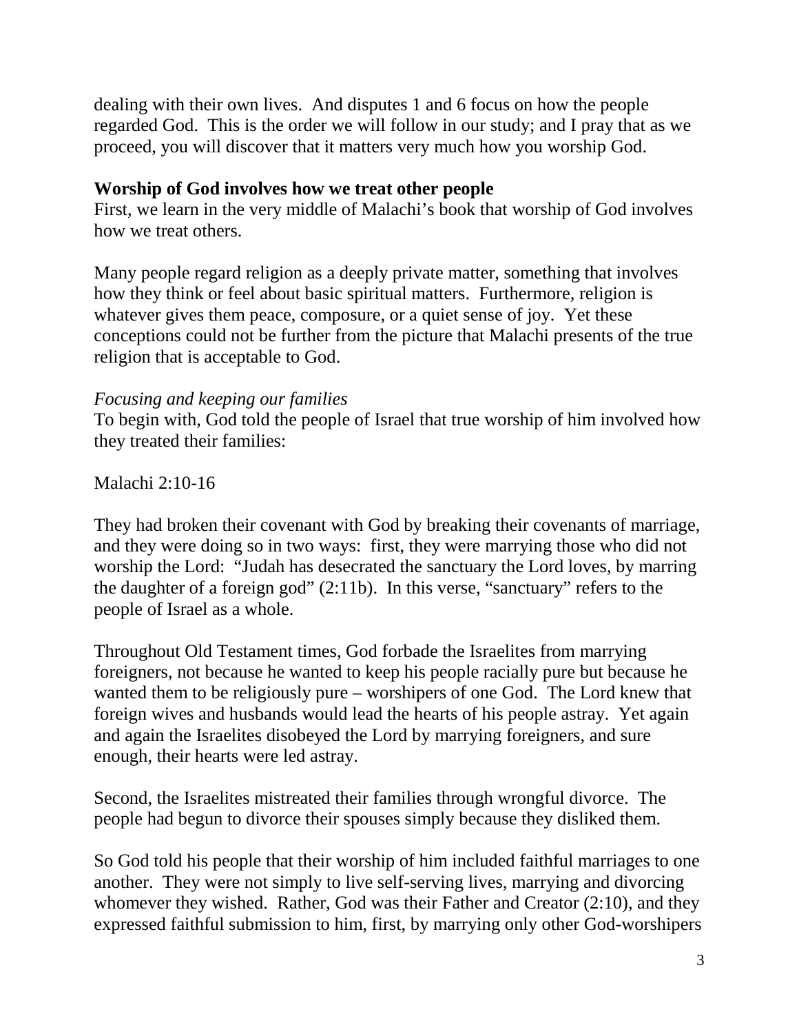dealing with their own lives. And disputes 1 and 6 focus on how the people regarded God. This is the order we will follow in our study; and I pray that as we proceed, you will discover that it matters very much how you worship God.

**Worship of God involves how we treat other people**

First, we learn in the very middle of Malachi's book that worship of God involves how we treat others.

Many people regard religion as a deeply private matter, something that involves how they think or feel about basic spiritual matters. Furthermore, religion is whatever gives them peace, composure, or a quiet sense of joy. Yet these conceptions could not be further from the picture that Malachi presents of the true religion that is acceptable to God.

*Focusing and keeping our families*

To begin with, God told the people of Israel that true worship of him involved how they treated their families:

Malachi 2:10-16

They had broken their covenant with God by breaking their covenants of marriage, and they were doing so in two ways: first, they were marrying those who did not worship the Lord: "Judah has desecrated the sanctuary the Lord loves, by marring the daughter of a foreign god" (2:11b). In this verse, "sanctuary" refers to the people of Israel as a whole.

Throughout Old Testament times, God forbade the Israelites from marrying foreigners, not because he wanted to keep his people racially pure but because he wanted them to be religiously pure – worshipers of one God. The Lord knew that foreign wives and husbands would lead the hearts of his people astray. Yet again and again the Israelites disobeyed the Lord by marrying foreigners, and sure enough, their hearts were led astray.

Second, the Israelites mistreated their families through wrongful divorce. The people had begun to divorce their spouses simply because they disliked them.

So God told his people that their worship of him included faithful marriages to one another. They were not simply to live self-serving lives, marrying and divorcing whomever they wished. Rather, God was their Father and Creator (2:10), and they expressed faithful submission to him, first, by marrying only other God-worshipers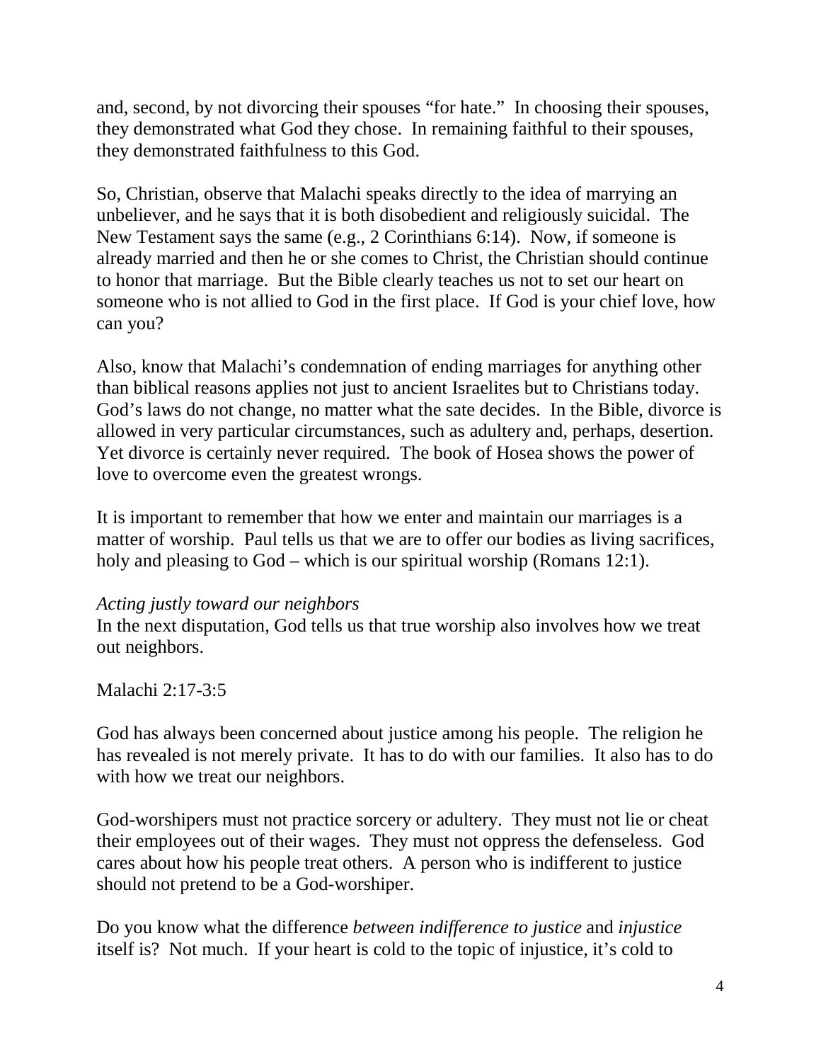and, second, by not divorcing their spouses "for hate." In choosing their spouses, they demonstrated what God they chose. In remaining faithful to their spouses, they demonstrated faithfulness to this God.

So, Christian, observe that Malachi speaks directly to the idea of marrying an unbeliever, and he says that it is both disobedient and religiously suicidal. The New Testament says the same (e.g., 2 Corinthians 6:14). Now, if someone is already married and then he or she comes to Christ, the Christian should continue to honor that marriage. But the Bible clearly teaches us not to set our heart on someone who is not allied to God in the first place. If God is your chief love, how can you?

Also, know that Malachi's condemnation of ending marriages for anything other than biblical reasons applies not just to ancient Israelites but to Christians today. God's laws do not change, no matter what the sate decides. In the Bible, divorce is allowed in very particular circumstances, such as adultery and, perhaps, desertion. Yet divorce is certainly never required. The book of Hosea shows the power of love to overcome even the greatest wrongs.

It is important to remember that how we enter and maintain our marriages is a matter of worship. Paul tells us that we are to offer our bodies as living sacrifices, holy and pleasing to God – which is our spiritual worship (Romans 12:1).

*Acting justly toward our neighbors*
In the next disputation, God tells us that true worship also involves how we treat out neighbors.

Malachi 2:17-3:5

God has always been concerned about justice among his people. The religion he has revealed is not merely private. It has to do with our families. It also has to do with how we treat our neighbors.

God-worshipers must not practice sorcery or adultery. They must not lie or cheat their employees out of their wages. They must not oppress the defenseless. God cares about how his people treat others. A person who is indifferent to justice should not pretend to be a God-worshiper.

Do you know what the difference *between indifference to justice* and *injustice* itself is? Not much. If your heart is cold to the topic of injustice, it's cold to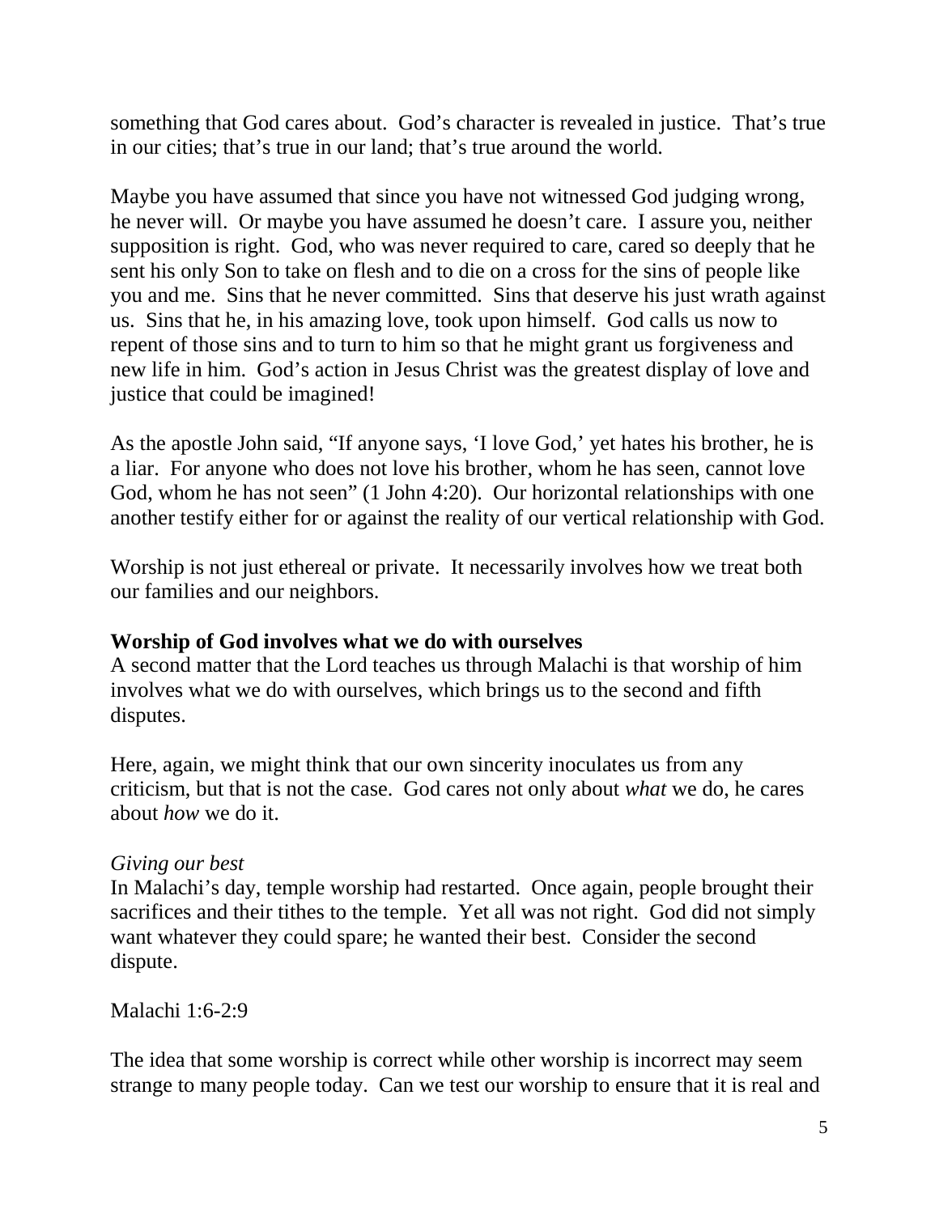something that God cares about. God's character is revealed in justice. That's true in our cities; that's true in our land; that's true around the world.

Maybe you have assumed that since you have not witnessed God judging wrong, he never will. Or maybe you have assumed he doesn't care. I assure you, neither supposition is right. God, who was never required to care, cared so deeply that he sent his only Son to take on flesh and to die on a cross for the sins of people like you and me. Sins that he never committed. Sins that deserve his just wrath against us. Sins that he, in his amazing love, took upon himself. God calls us now to repent of those sins and to turn to him so that he might grant us forgiveness and new life in him. God's action in Jesus Christ was the greatest display of love and justice that could be imagined!

As the apostle John said, "If anyone says, 'I love God,' yet hates his brother, he is a liar. For anyone who does not love his brother, whom he has seen, cannot love God, whom he has not seen" (1 John 4:20). Our horizontal relationships with one another testify either for or against the reality of our vertical relationship with God.

Worship is not just ethereal or private. It necessarily involves how we treat both our families and our neighbors.

**Worship of God involves what we do with ourselves**

A second matter that the Lord teaches us through Malachi is that worship of him involves what we do with ourselves, which brings us to the second and fifth disputes.

Here, again, we might think that our own sincerity inoculates us from any criticism, but that is not the case. God cares not only about *what* we do, he cares about *how* we do it.

*Giving our best*

In Malachi's day, temple worship had restarted. Once again, people brought their sacrifices and their tithes to the temple. Yet all was not right. God did not simply want whatever they could spare; he wanted their best. Consider the second dispute.

Malachi 1:6-2:9

The idea that some worship is correct while other worship is incorrect may seem strange to many people today. Can we test our worship to ensure that it is real and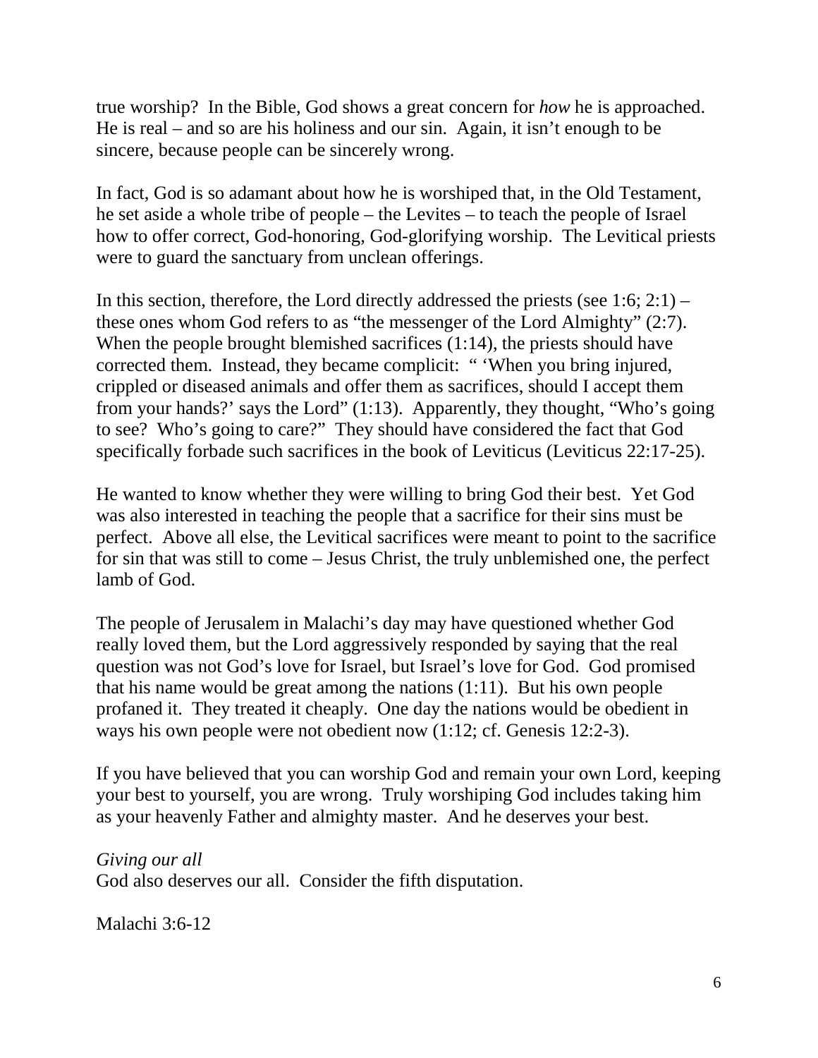true worship? In the Bible, God shows a great concern for *how* he is approached. He is real – and so are his holiness and our sin. Again, it isn't enough to be sincere, because people can be sincerely wrong.

In fact, God is so adamant about how he is worshiped that, in the Old Testament, he set aside a whole tribe of people – the Levites – to teach the people of Israel how to offer correct, God-honoring, God-glorifying worship. The Levitical priests were to guard the sanctuary from unclean offerings.

In this section, therefore, the Lord directly addressed the priests (see 1:6; 2:1) – these ones whom God refers to as "the messenger of the Lord Almighty" (2:7). When the people brought blemished sacrifices (1:14), the priests should have corrected them. Instead, they became complicit: " 'When you bring injured, crippled or diseased animals and offer them as sacrifices, should I accept them from your hands?' says the Lord" (1:13). Apparently, they thought, "Who's going to see? Who's going to care?" They should have considered the fact that God specifically forbade such sacrifices in the book of Leviticus (Leviticus 22:17-25).

He wanted to know whether they were willing to bring God their best. Yet God was also interested in teaching the people that a sacrifice for their sins must be perfect. Above all else, the Levitical sacrifices were meant to point to the sacrifice for sin that was still to come – Jesus Christ, the truly unblemished one, the perfect lamb of God.

The people of Jerusalem in Malachi's day may have questioned whether God really loved them, but the Lord aggressively responded by saying that the real question was not God's love for Israel, but Israel's love for God. God promised that his name would be great among the nations (1:11). But his own people profaned it. They treated it cheaply. One day the nations would be obedient in ways his own people were not obedient now (1:12; cf. Genesis 12:2-3).

If you have believed that you can worship God and remain your own Lord, keeping your best to yourself, you are wrong. Truly worshiping God includes taking him as your heavenly Father and almighty master. And he deserves your best.

*Giving our all*
God also deserves our all. Consider the fifth disputation.

Malachi 3:6-12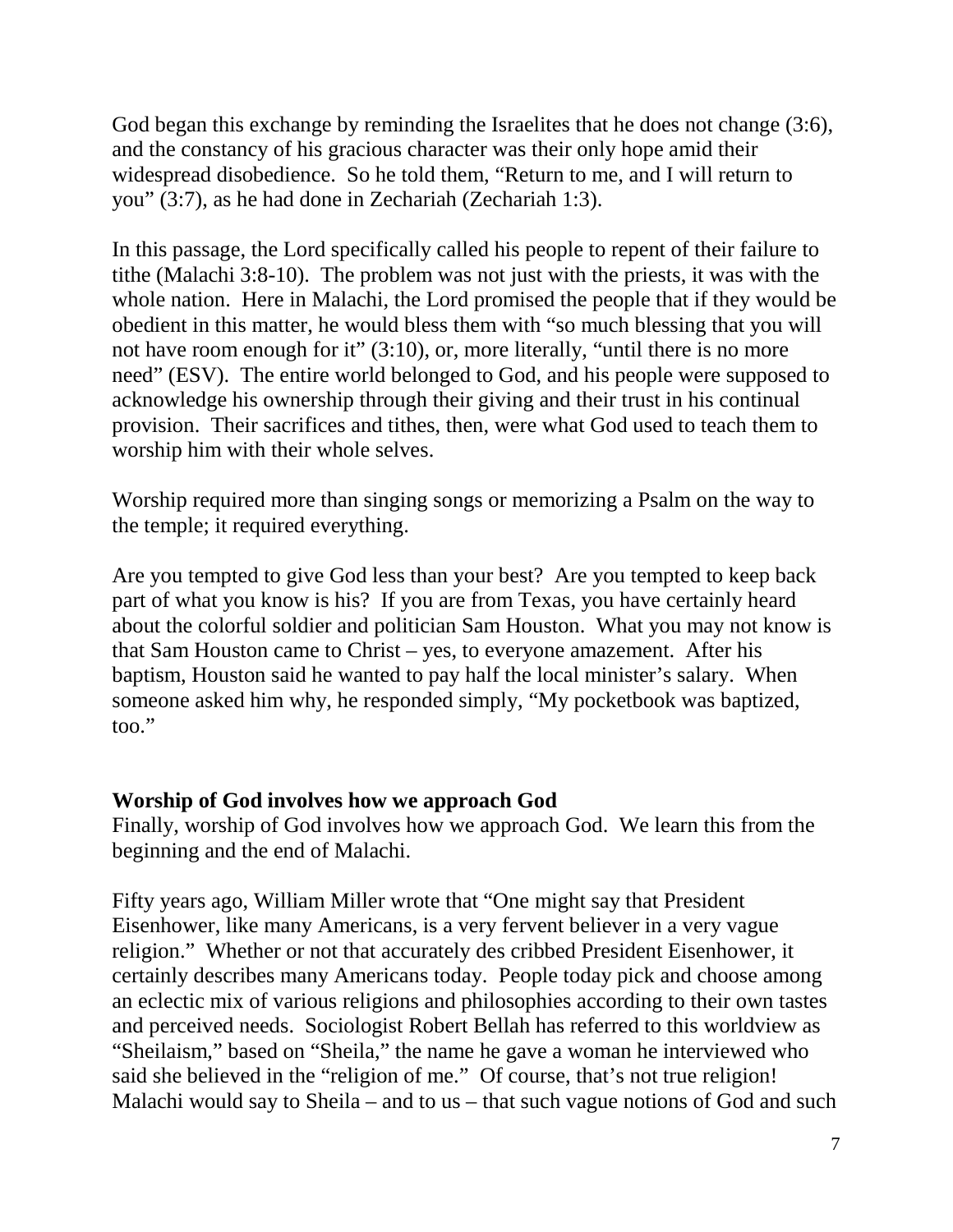God began this exchange by reminding the Israelites that he does not change (3:6), and the constancy of his gracious character was their only hope amid their widespread disobedience. So he told them, "Return to me, and I will return to you" (3:7), as he had done in Zechariah (Zechariah 1:3).

In this passage, the Lord specifically called his people to repent of their failure to tithe (Malachi 3:8-10). The problem was not just with the priests, it was with the whole nation. Here in Malachi, the Lord promised the people that if they would be obedient in this matter, he would bless them with "so much blessing that you will not have room enough for it" (3:10), or, more literally, "until there is no more need" (ESV). The entire world belonged to God, and his people were supposed to acknowledge his ownership through their giving and their trust in his continual provision. Their sacrifices and tithes, then, were what God used to teach them to worship him with their whole selves.

Worship required more than singing songs or memorizing a Psalm on the way to the temple; it required everything.

Are you tempted to give God less than your best? Are you tempted to keep back part of what you know is his? If you are from Texas, you have certainly heard about the colorful soldier and politician Sam Houston. What you may not know is that Sam Houston came to Christ – yes, to everyone amazement. After his baptism, Houston said he wanted to pay half the local minister's salary. When someone asked him why, he responded simply, "My pocketbook was baptized, too."

**Worship of God involves how we approach God**

Finally, worship of God involves how we approach God. We learn this from the beginning and the end of Malachi.

Fifty years ago, William Miller wrote that "One might say that President Eisenhower, like many Americans, is a very fervent believer in a very vague religion." Whether or not that accurately des cribbed President Eisenhower, it certainly describes many Americans today. People today pick and choose among an eclectic mix of various religions and philosophies according to their own tastes and perceived needs. Sociologist Robert Bellah has referred to this worldview as "Sheilaism," based on "Sheila," the name he gave a woman he interviewed who said she believed in the "religion of me." Of course, that's not true religion! Malachi would say to Sheila – and to us – that such vague notions of God and such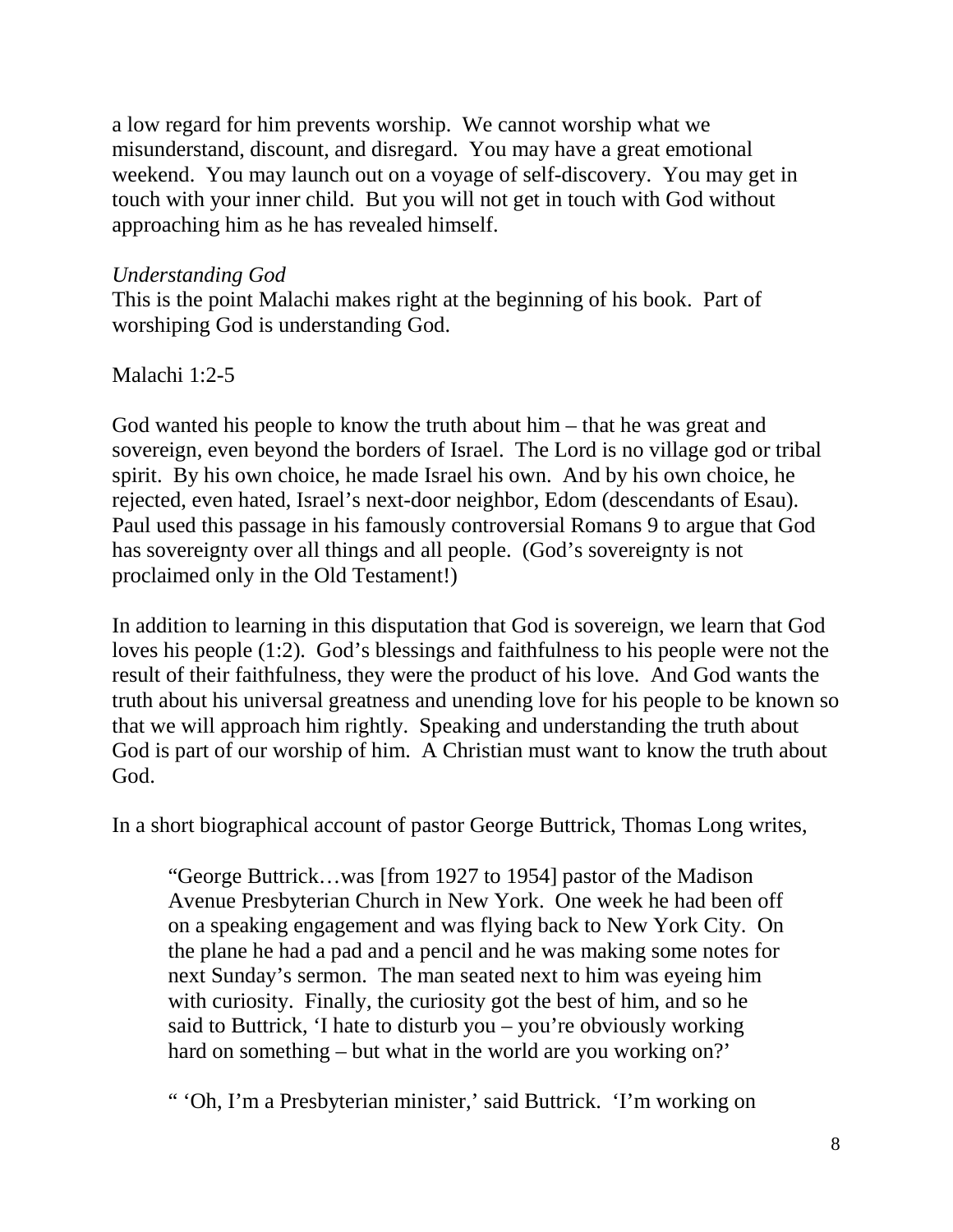a low regard for him prevents worship. We cannot worship what we misunderstand, discount, and disregard. You may have a great emotional weekend. You may launch out on a voyage of self-discovery. You may get in touch with your inner child. But you will not get in touch with God without approaching him as he has revealed himself.

*Understanding God*
This is the point Malachi makes right at the beginning of his book. Part of worshiping God is understanding God.

Malachi 1:2-5

God wanted his people to know the truth about him – that he was great and sovereign, even beyond the borders of Israel. The Lord is no village god or tribal spirit. By his own choice, he made Israel his own. And by his own choice, he rejected, even hated, Israel's next-door neighbor, Edom (descendants of Esau). Paul used this passage in his famously controversial Romans 9 to argue that God has sovereignty over all things and all people. (God's sovereignty is not proclaimed only in the Old Testament!)

In addition to learning in this disputation that God is sovereign, we learn that God loves his people (1:2). God's blessings and faithfulness to his people were not the result of their faithfulness, they were the product of his love. And God wants the truth about his universal greatness and unending love for his people to be known so that we will approach him rightly. Speaking and understanding the truth about God is part of our worship of him. A Christian must want to know the truth about God.

In a short biographical account of pastor George Buttrick, Thomas Long writes,

> "George Buttrick…was [from 1927 to 1954] pastor of the Madison Avenue Presbyterian Church in New York. One week he had been off on a speaking engagement and was flying back to New York City. On the plane he had a pad and a pencil and he was making some notes for next Sunday's sermon. The man seated next to him was eyeing him with curiosity. Finally, the curiosity got the best of him, and so he said to Buttrick, 'I hate to disturb you – you're obviously working hard on something – but what in the world are you working on?'
>
> " 'Oh, I'm a Presbyterian minister,' said Buttrick. 'I'm working on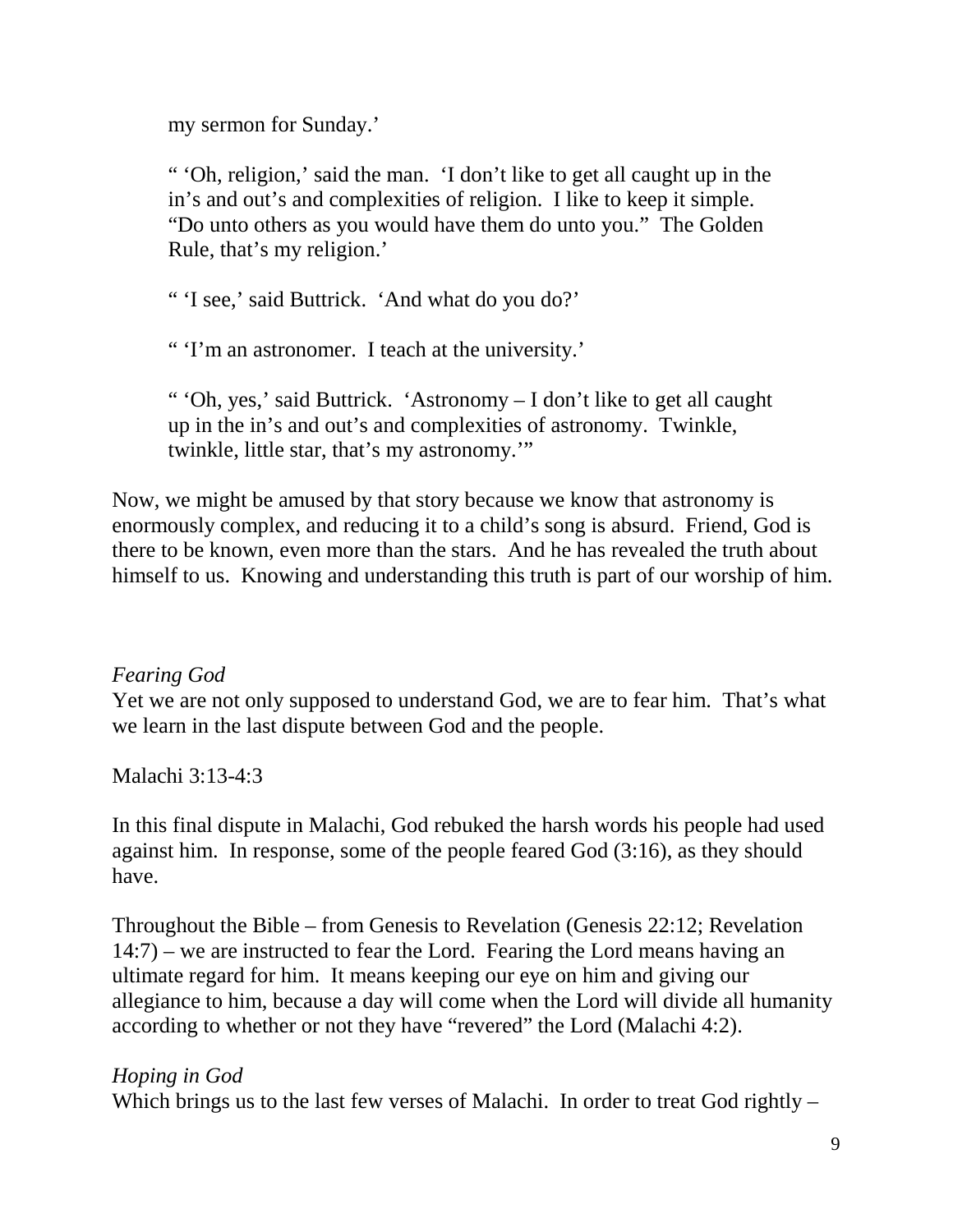my sermon for Sunday.'

" 'Oh, religion,' said the man. 'I don't like to get all caught up in the in's and out's and complexities of religion. I like to keep it simple. "Do unto others as you would have them do unto you." The Golden Rule, that's my religion.'

" 'I see,' said Buttrick. 'And what do you do?'

" 'I'm an astronomer. I teach at the university.'

" 'Oh, yes,' said Buttrick. 'Astronomy – I don't like to get all caught up in the in's and out's and complexities of astronomy. Twinkle, twinkle, little star, that's my astronomy.' "

Now, we might be amused by that story because we know that astronomy is enormously complex, and reducing it to a child's song is absurd. Friend, God is there to be known, even more than the stars. And he has revealed the truth about himself to us. Knowing and understanding this truth is part of our worship of him.

*Fearing God*
Yet we are not only supposed to understand God, we are to fear him. That's what we learn in the last dispute between God and the people.

Malachi 3:13-4:3

In this final dispute in Malachi, God rebuked the harsh words his people had used against him. In response, some of the people feared God (3:16), as they should have.

Throughout the Bible – from Genesis to Revelation (Genesis 22:12; Revelation 14:7) – we are instructed to fear the Lord. Fearing the Lord means having an ultimate regard for him. It means keeping our eye on him and giving our allegiance to him, because a day will come when the Lord will divide all humanity according to whether or not they have "revered" the Lord (Malachi 4:2).

*Hoping in God*
Which brings us to the last few verses of Malachi. In order to treat God rightly –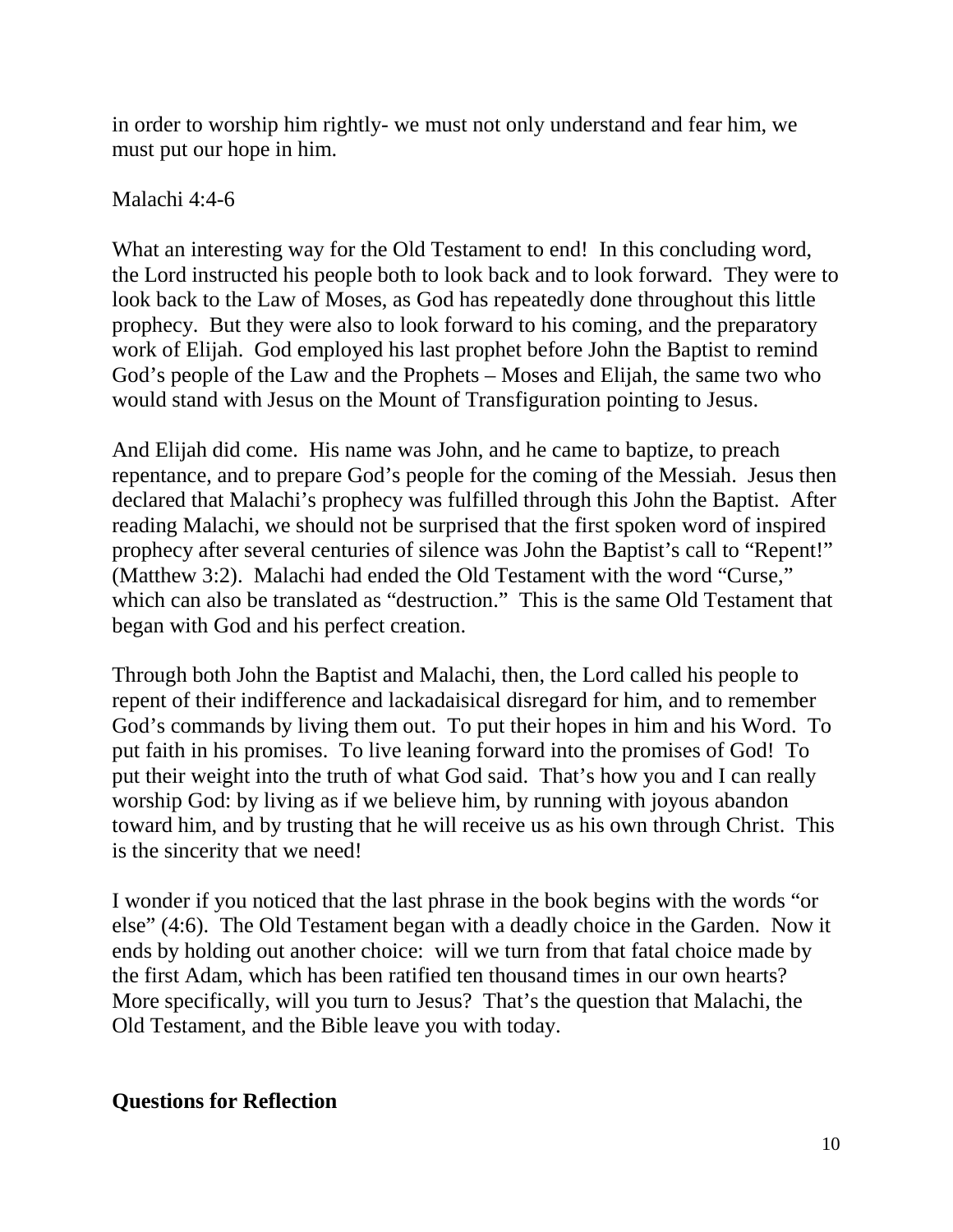in order to worship him rightly- we must not only understand and fear him, we must put our hope in him.

Malachi 4:4-6

What an interesting way for the Old Testament to end! In this concluding word, the Lord instructed his people both to look back and to look forward. They were to look back to the Law of Moses, as God has repeatedly done throughout this little prophecy. But they were also to look forward to his coming, and the preparatory work of Elijah. God employed his last prophet before John the Baptist to remind God's people of the Law and the Prophets – Moses and Elijah, the same two who would stand with Jesus on the Mount of Transfiguration pointing to Jesus.

And Elijah did come. His name was John, and he came to baptize, to preach repentance, and to prepare God's people for the coming of the Messiah. Jesus then declared that Malachi's prophecy was fulfilled through this John the Baptist. After reading Malachi, we should not be surprised that the first spoken word of inspired prophecy after several centuries of silence was John the Baptist's call to "Repent!" (Matthew 3:2). Malachi had ended the Old Testament with the word "Curse," which can also be translated as "destruction." This is the same Old Testament that began with God and his perfect creation.

Through both John the Baptist and Malachi, then, the Lord called his people to repent of their indifference and lackadaisical disregard for him, and to remember God's commands by living them out. To put their hopes in him and his Word. To put faith in his promises. To live leaning forward into the promises of God! To put their weight into the truth of what God said. That's how you and I can really worship God: by living as if we believe him, by running with joyous abandon toward him, and by trusting that he will receive us as his own through Christ. This is the sincerity that we need!

I wonder if you noticed that the last phrase in the book begins with the words "or else" (4:6). The Old Testament began with a deadly choice in the Garden. Now it ends by holding out another choice: will we turn from that fatal choice made by the first Adam, which has been ratified ten thousand times in our own hearts? More specifically, will you turn to Jesus? That's the question that Malachi, the Old Testament, and the Bible leave you with today.

**Questions for Reflection**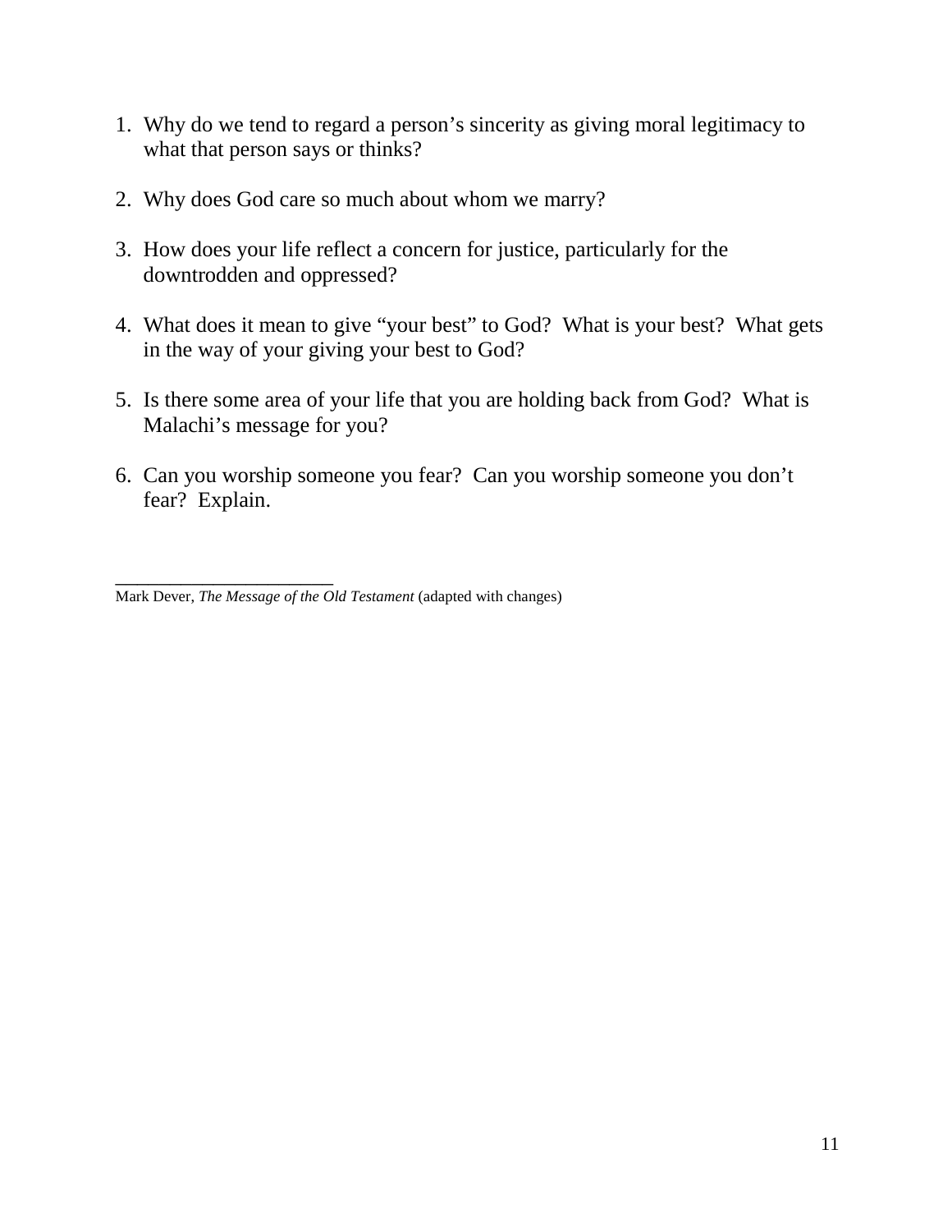1. Why do we tend to regard a person's sincerity as giving moral legitimacy to what that person says or thinks?

2. Why does God care so much about whom we marry?

3. How does your life reflect a concern for justice, particularly for the downtrodden and oppressed?

4. What does it mean to give "your best" to God? What is your best? What gets in the way of your giving your best to God?

5. Is there some area of your life that you are holding back from God? What is Malachi's message for you?

6. Can you worship someone you fear? Can you worship someone you don't fear? Explain.

_______________________

Mark Dever, *The Message of the Old Testament* (adapted with changes)